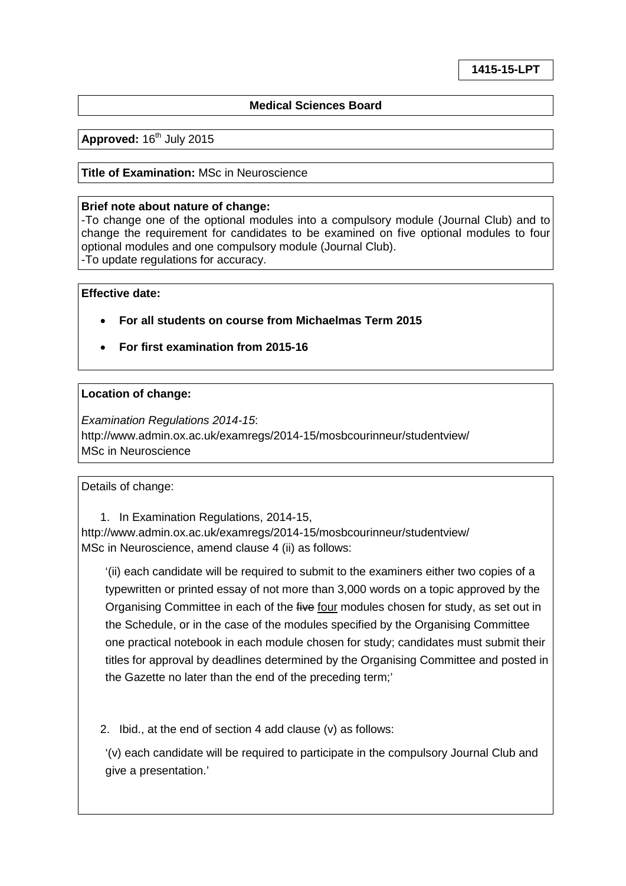**1415-15-LPT**

**Medical Sciences Board**

**Approved:** 16th July 2015

**Title of Examination:** MSc in Neuroscience

**Brief note about nature of change:**
-To change one of the optional modules into a compulsory module (Journal Club) and to change the requirement for candidates to be examined on five optional modules to four optional modules and one compulsory module (Journal Club).
-To update regulations for accuracy.

**Effective date:**

- **For all students on course from Michaelmas Term 2015**
- **For first examination from 2015-16**

**Location of change:**

*Examination Regulations 2014-15*:
http://www.admin.ox.ac.uk/examregs/2014-15/mosbcourinneur/studentview/
MSc in Neuroscience

Details of change:

1. In Examination Regulations, 2014-15, http://www.admin.ox.ac.uk/examregs/2014-15/mosbcourinneur/studentview/ MSc in Neuroscience, amend clause 4 (ii) as follows:

> '(ii) each candidate will be required to submit to the examiners either two copies of a typewritten or printed essay of not more than 3,000 words on a topic approved by the Organising Committee in each of the ~~five~~ <u>four</u> modules chosen for study, as set out in the Schedule, or in the case of the modules specified by the Organising Committee one practical notebook in each module chosen for study; candidates must submit their titles for approval by deadlines determined by the Organising Committee and posted in the Gazette no later than the end of the preceding term;'

2. Ibid., at the end of section 4 add clause (v) as follows:

> '(v) each candidate will be required to participate in the compulsory Journal Club and give a presentation.'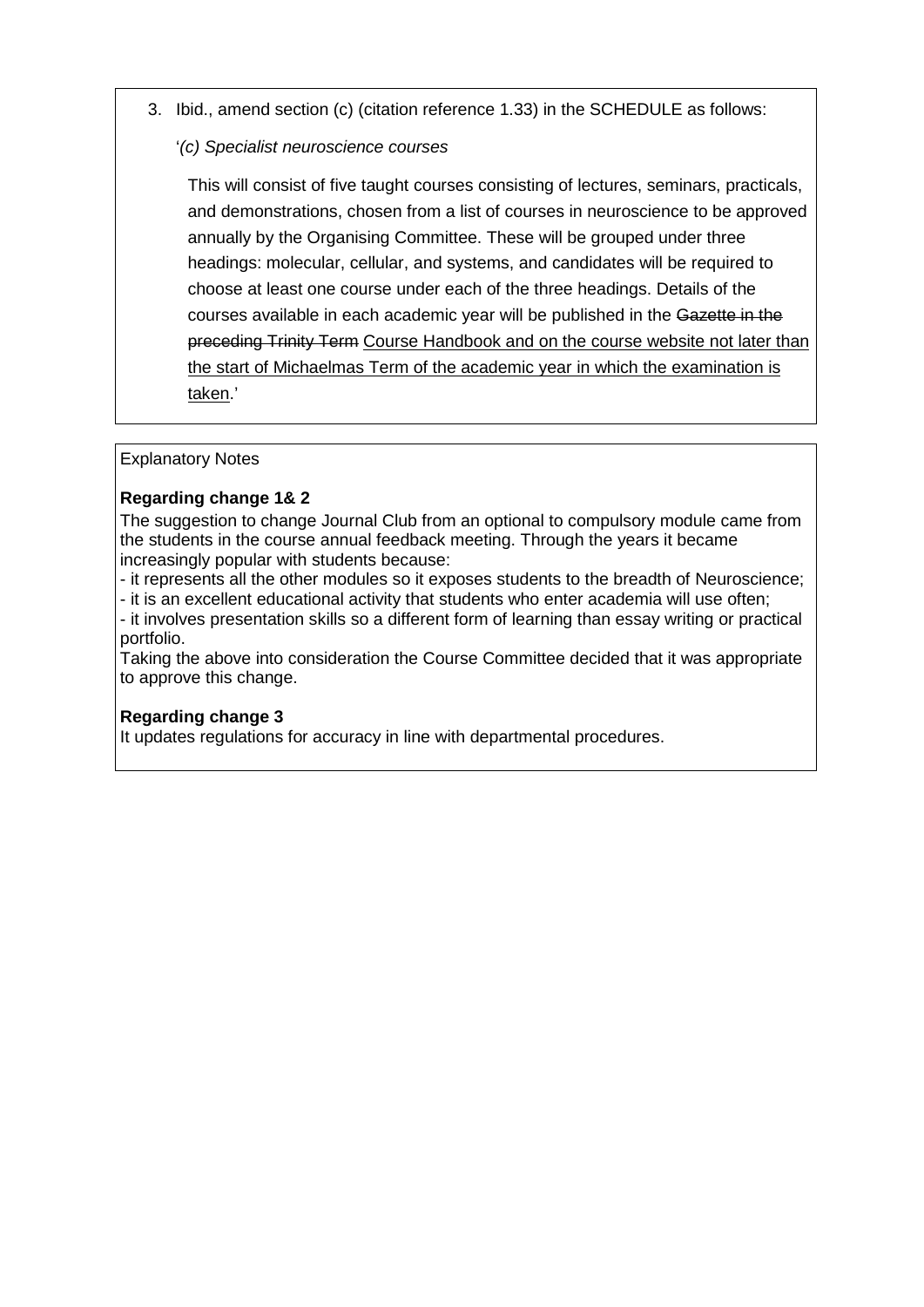3. Ibid., amend section (c) (citation reference 1.33) in the SCHEDULE as follows:

   '*(c) Specialist neuroscience courses*

   This will consist of five taught courses consisting of lectures, seminars, practicals, and demonstrations, chosen from a list of courses in neuroscience to be approved annually by the Organising Committee. These will be grouped under three headings: molecular, cellular, and systems, and candidates will be required to choose at least one course under each of the three headings. Details of the courses available in each academic year will be published in the ~~Gazette in the preceding Trinity Term~~ <u>Course Handbook and on the course website not later than the start of Michaelmas Term of the academic year in which the examination is taken</u>.'

Explanatory Notes

**Regarding change 1& 2**

The suggestion to change Journal Club from an optional to compulsory module came from the students in the course annual feedback meeting. Through the years it became increasingly popular with students because:

- it represents all the other modules so it exposes students to the breadth of Neuroscience;
- it is an excellent educational activity that students who enter academia will use often;
- it involves presentation skills so a different form of learning than essay writing or practical portfolio.

Taking the above into consideration the Course Committee decided that it was appropriate to approve this change.

**Regarding change 3**

It updates regulations for accuracy in line with departmental procedures.